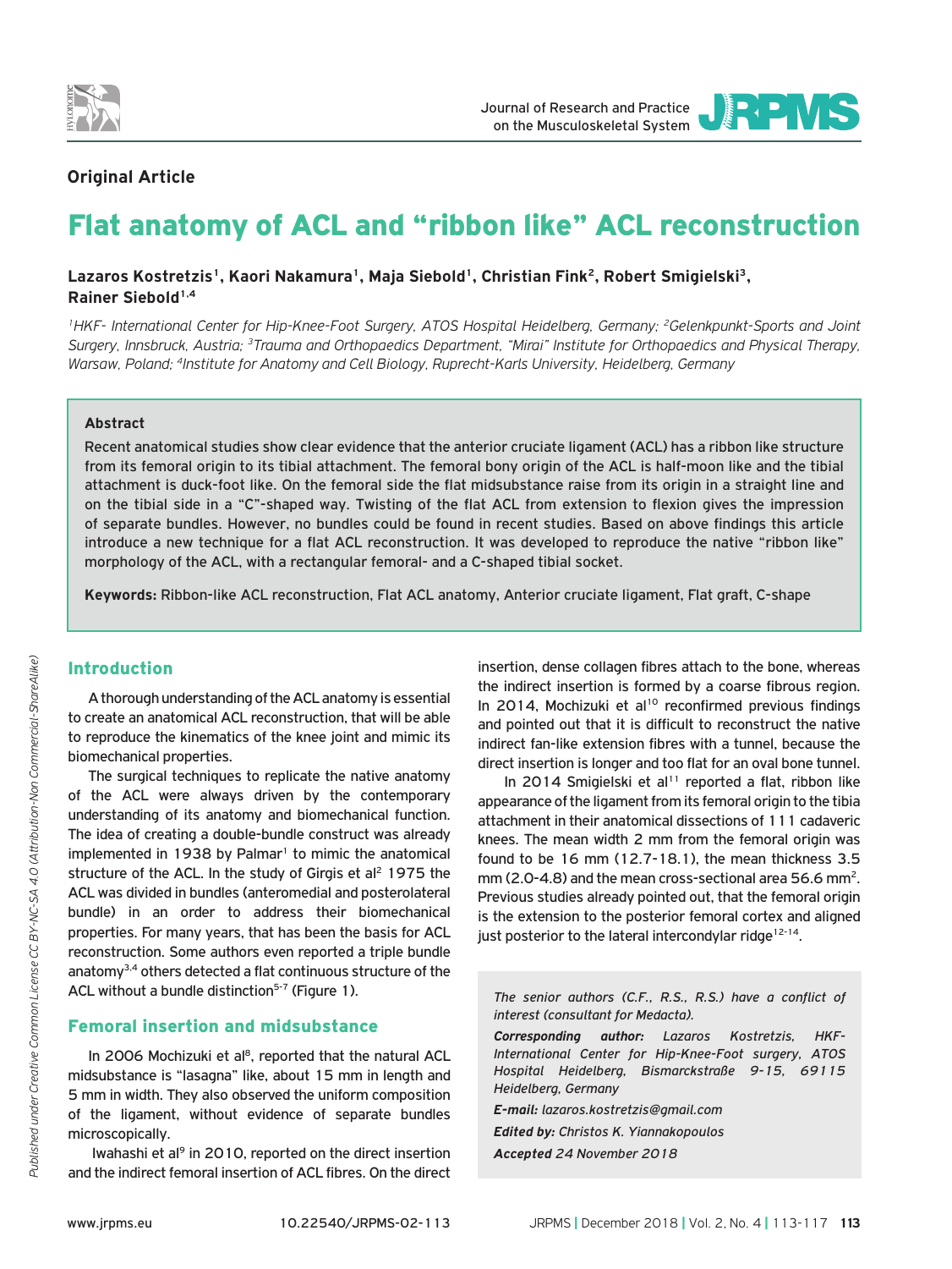**Original Article**

# Flat anatomy of ACL and "ribbon like" ACL reconstruction

**Lazaros Kostretzis[1], Kaori Nakamura[1], Maja Siebold[1], Christian Fink[2], Robert Smigielski[3], Rainer Siebold[1,4]**

*[1]HKF- International Center for Hip-Knee-Foot Surgery, ATOS Hospital Heidelberg, Germany; [2]Gelenkpunkt-Sports and Joint Surgery, Innsbruck, Austria; [3]Trauma and Orthopaedics Department, "Mirai" Institute for Orthopaedics and Physical Therapy, Warsaw, Poland; [4]Institute for Anatomy and Cell Biology, Ruprecht-Karls University, Heidelberg, Germany*

### Abstract

Recent anatomical studies show clear evidence that the anterior cruciate ligament (ACL) has a ribbon like structure from its femoral origin to its tibial attachment. The femoral bony origin of the ACL is half-moon like and the tibial attachment is duck-foot like. On the femoral side the flat midsubstance raise from its origin in a straight line and on the tibial side in a "C"-shaped way. Twisting of the flat ACL from extension to flexion gives the impression of separate bundles. However, no bundles could be found in recent studies. Based on above findings this article introduce a new technique for a flat ACL reconstruction. It was developed to reproduce the native "ribbon like" morphology of the ACL, with a rectangular femoral- and a C-shaped tibial socket.

**Keywords:** Ribbon-like ACL reconstruction, Flat ACL anatomy, Anterior cruciate ligament, Flat graft, C-shape

## Introduction

A thorough understanding of the ACL anatomy is essential to create an anatomical ACL reconstruction, that will be able to reproduce the kinematics of the knee joint and mimic its biomechanical properties.

The surgical techniques to replicate the native anatomy of the ACL were always driven by the contemporary understanding of its anatomy and biomechanical function. The idea of creating a double-bundle construct was already implemented in 1938 by Palmar[1] to mimic the anatomical structure of the ACL. In the study of Girgis et al[2] 1975 the ACL was divided in bundles (anteromedial and posterolateral bundle) in an order to address their biomechanical properties. For many years, that has been the basis for ACL reconstruction. Some authors even reported a triple bundle anatomy[3,4] others detected a flat continuous structure of the ACL without a bundle distinction[5-7] (Figure 1).

## Femoral insertion and midsubstance

In 2006 Mochizuki et al[8], reported that the natural ACL midsubstance is "lasagna" like, about 15 mm in length and 5 mm in width. They also observed the uniform composition of the ligament, without evidence of separate bundles microscopically.

Iwahashi et al[9] in 2010, reported on the direct insertion and the indirect femoral insertion of ACL fibres. On the direct insertion, dense collagen fibres attach to the bone, whereas the indirect insertion is formed by a coarse fibrous region. In 2014, Mochizuki et al[10] reconfirmed previous findings and pointed out that it is difficult to reconstruct the native indirect fan-like extension fibres with a tunnel, because the direct insertion is longer and too flat for an oval bone tunnel.

In 2014 Smigielski et al[11] reported a flat, ribbon like appearance of the ligament from its femoral origin to the tibia attachment in their anatomical dissections of 111 cadaveric knees. The mean width 2 mm from the femoral origin was found to be 16 mm (12.7-18.1), the mean thickness 3.5 mm (2.0-4.8) and the mean cross-sectional area 56.6 mm$^2$. Previous studies already pointed out, that the femoral origin is the extension to the posterior femoral cortex and aligned just posterior to the lateral intercondylar ridge[12-14].

*The senior authors (C.F., R.S., R.S.) have a conflict of interest (consultant for Medacta).*

***Corresponding author:*** *Lazaros Kostretzis, HKF-International Center for Hip-Knee-Foot surgery, ATOS Hospital Heidelberg, Bismarckstraße 9-15, 69115 Heidelberg, Germany*

***E-mail:*** *lazaros.kostretzis@gmail.com*

***Edited by:*** *Christos K. Yiannakopoulos*

***Accepted*** *24 November 2018*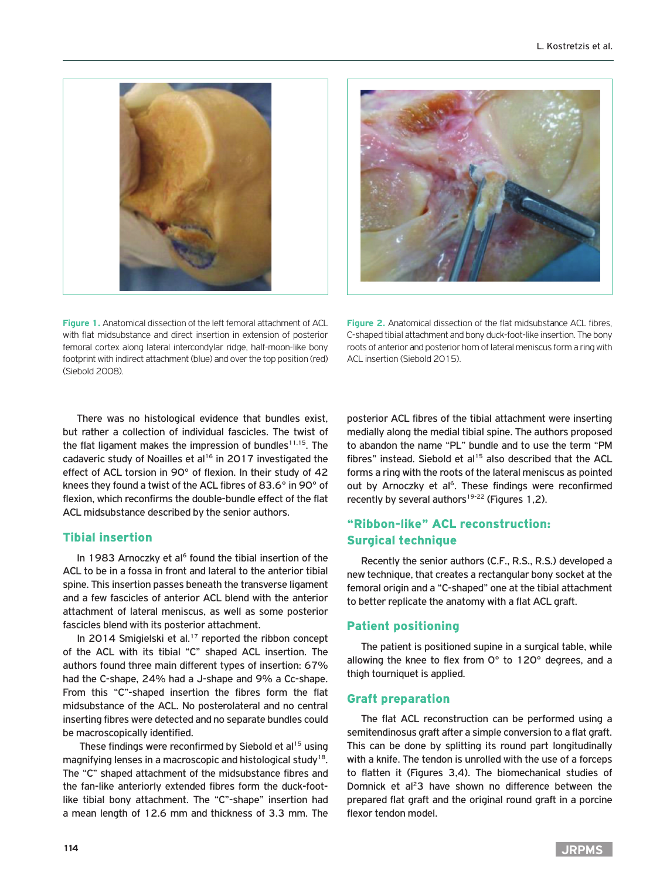Figure 1. Anatomical dissection of the left femoral attachment of ACL with flat midsubstance and direct insertion in extension of posterior femoral cortex along lateral intercondylar ridge, half-moon-like bony footprint with indirect attachment (blue) and over the top position (red) (Siebold 2008).

Figure 2. Anatomical dissection of the flat midsubstance ACL fibres, C-shaped tibial attachment and bony duck-foot-like insertion. The bony roots of anterior and posterior horn of lateral meniscus form a ring with ACL insertion (Siebold 2015).

There was no histological evidence that bundles exist, but rather a collection of individual fascicles. The twist of the flat ligament makes the impression of bundles[11,15]. The cadaveric study of Noailles et al[16] in 2017 investigated the effect of ACL torsion in 90° of flexion. In their study of 42 knees they found a twist of the ACL fibres of 83.6° in 90° of flexion, which reconfirms the double-bundle effect of the flat ACL midsubstance described by the senior authors.

## Tibial insertion

In 1983 Arnoczky et al[6] found the tibial insertion of the ACL to be in a fossa in front and lateral to the anterior tibial spine. This insertion passes beneath the transverse ligament and a few fascicles of anterior ACL blend with the anterior attachment of lateral meniscus, as well as some posterior fascicles blend with its posterior attachment.

In 2014 Smigielski et al.[17] reported the ribbon concept of the ACL with its tibial "C" shaped ACL insertion. The authors found three main different types of insertion: 67% had the C-shape, 24% had a J-shape and 9% a Cc-shape. From this "C"-shaped insertion the fibres form the flat midsubstance of the ACL. No posterolateral and no central inserting fibres were detected and no separate bundles could be macroscopically identified.

These findings were reconfirmed by Siebold et al[15] using magnifying lenses in a macroscopic and histological study[18]. The "C" shaped attachment of the midsubstance fibres and the fan-like anteriorly extended fibres form the duck-foot-like tibial bony attachment. The "C"-shape" insertion had a mean length of 12.6 mm and thickness of 3.3 mm. The posterior ACL fibres of the tibial attachment were inserting medially along the medial tibial spine. The authors proposed to abandon the name "PL" bundle and to use the term "PM fibres" instead. Siebold et al[15] also described that the ACL forms a ring with the roots of the lateral meniscus as pointed out by Arnoczky et al[6]. These findings were reconfirmed recently by several authors[19-22] (Figures 1,2).

## "Ribbon-like" ACL reconstruction: Surgical technique

Recently the senior authors (C.F., R.S., R.S.) developed a new technique, that creates a rectangular bony socket at the femoral origin and a "C-shaped" one at the tibial attachment to better replicate the anatomy with a flat ACL graft.

## Patient positioning

The patient is positioned supine in a surgical table, while allowing the knee to flex from 0° to 120° degrees, and a thigh tourniquet is applied.

## Graft preparation

The flat ACL reconstruction can be performed using a semitendinosus graft after a simple conversion to a flat graft. This can be done by splitting its round part longitudinally with a knife. The tendon is unrolled with the use of a forceps to flatten it (Figures 3,4). The biomechanical studies of Domnick et al[2]3 have shown no difference between the prepared flat graft and the original round graft in a porcine flexor tendon model.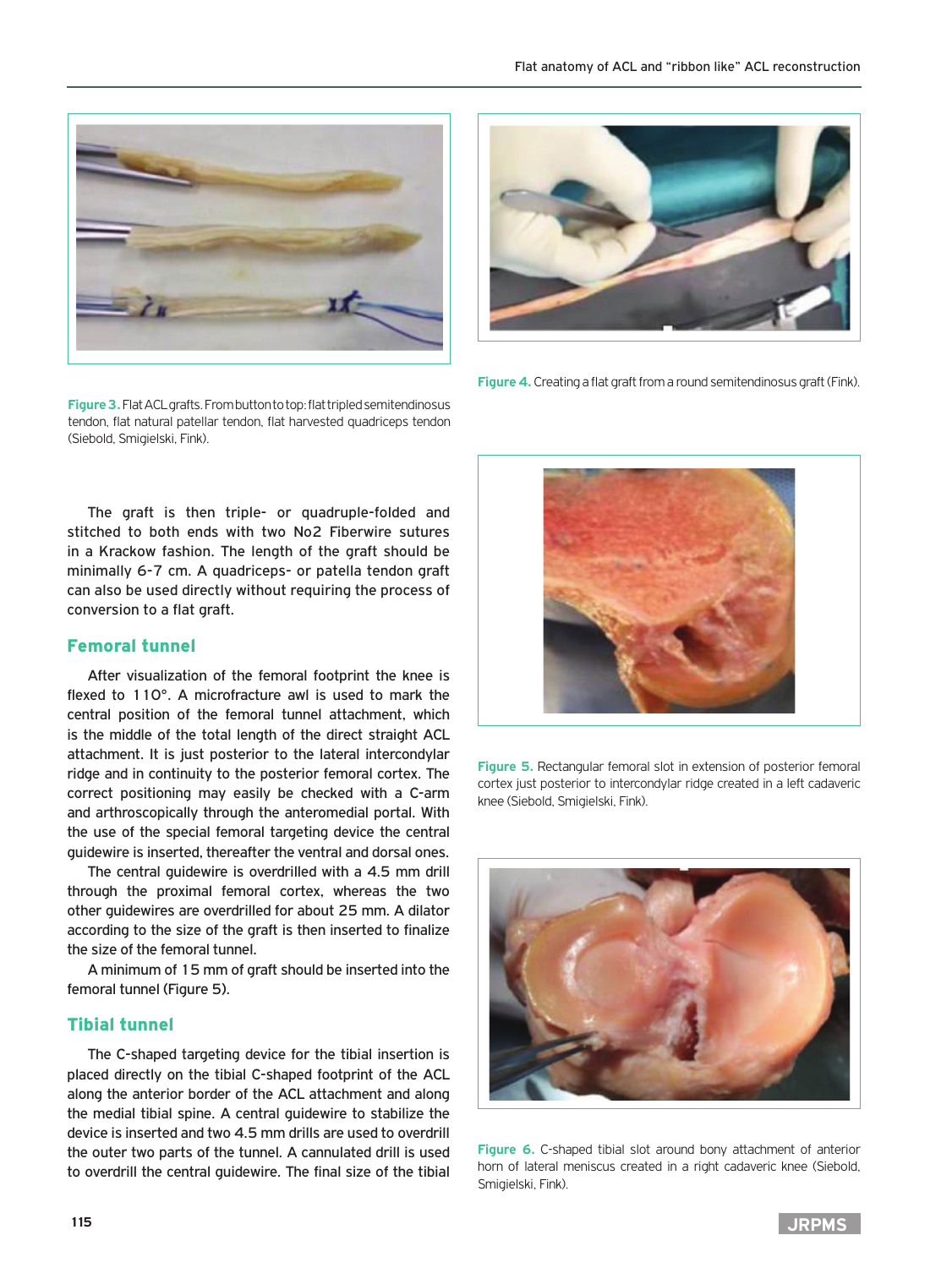Figure 3. Flat ACL grafts. From button to top: flat tripled semitendinosus tendon, flat natural patellar tendon, flat harvested quadriceps tendon (Siebold, Smigielski, Fink).

Figure 4. Creating a flat graft from a round semitendinosus graft (Fink).

The graft is then triple- or quadruple-folded and stitched to both ends with two No2 Fiberwire sutures in a Krackow fashion. The length of the graft should be minimally 6-7 cm. A quadriceps- or patella tendon graft can also be used directly without requiring the process of conversion to a flat graft.

## Femoral tunnel

After visualization of the femoral footprint the knee is flexed to 110°. A microfracture awl is used to mark the central position of the femoral tunnel attachment, which is the middle of the total length of the direct straight ACL attachment. It is just posterior to the lateral intercondylar ridge and in continuity to the posterior femoral cortex. The correct positioning may easily be checked with a C-arm and arthroscopically through the anteromedial portal. With the use of the special femoral targeting device the central guidewire is inserted, thereafter the ventral and dorsal ones.

The central guidewire is overdrilled with a 4.5 mm drill through the proximal femoral cortex, whereas the two other guidewires are overdrilled for about 25 mm. A dilator according to the size of the graft is then inserted to finalize the size of the femoral tunnel.

A minimum of 15 mm of graft should be inserted into the femoral tunnel (Figure 5).

Figure 5. Rectangular femoral slot in extension of posterior femoral cortex just posterior to intercondylar ridge created in a left cadaveric knee (Siebold, Smigielski, Fink).

## Tibial tunnel

The C-shaped targeting device for the tibial insertion is placed directly on the tibial C-shaped footprint of the ACL along the anterior border of the ACL attachment and along the medial tibial spine. A central guidewire to stabilize the device is inserted and two 4.5 mm drills are used to overdrill the outer two parts of the tunnel. A cannulated drill is used to overdrill the central guidewire. The final size of the tibial

Figure 6. C-shaped tibial slot around bony attachment of anterior horn of lateral meniscus created in a right cadaveric knee (Siebold, Smigielski, Fink).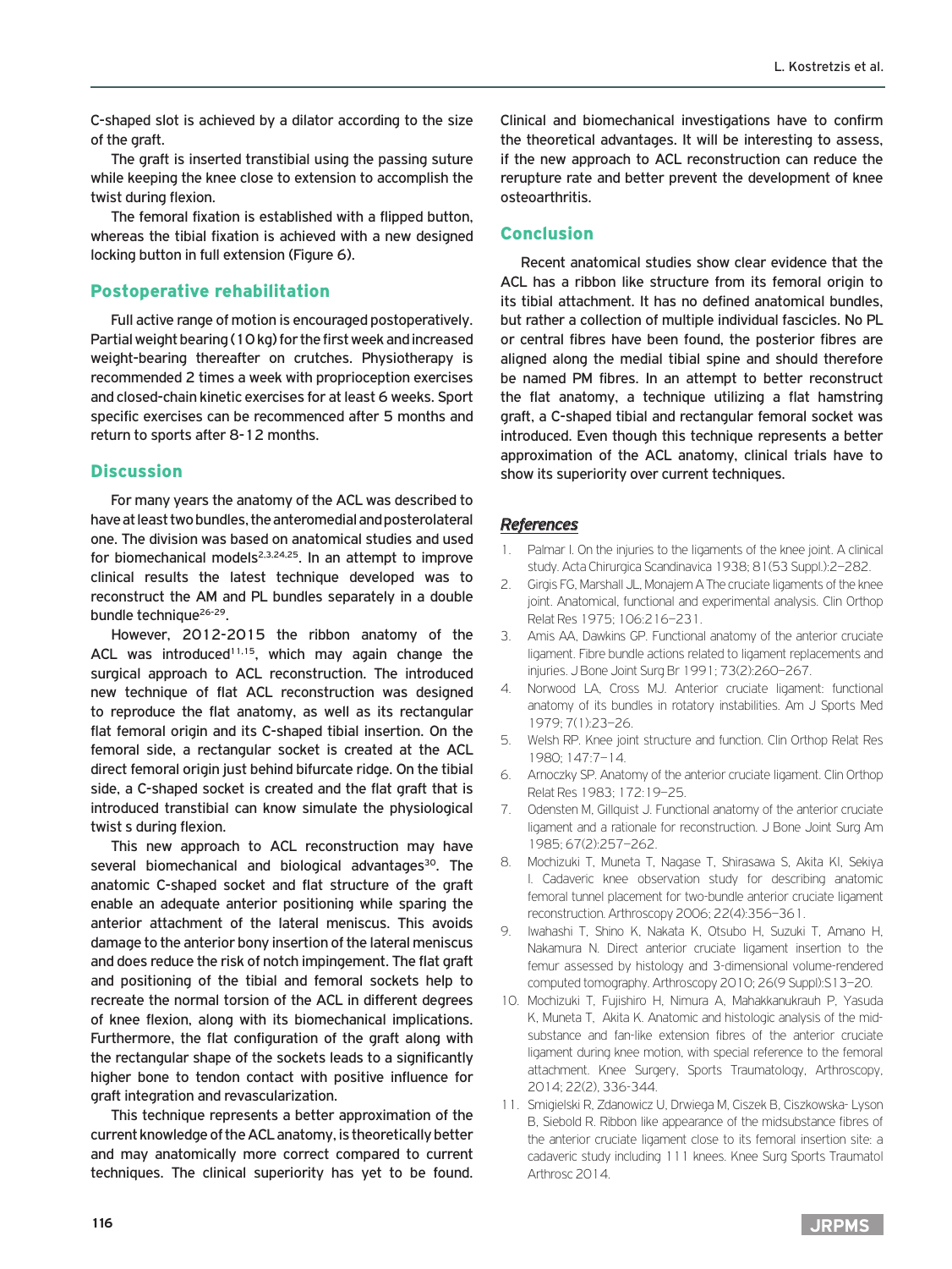C-shaped slot is achieved by a dilator according to the size of the graft.

The graft is inserted transtibial using the passing suture while keeping the knee close to extension to accomplish the twist during flexion.

The femoral fixation is established with a flipped button, whereas the tibial fixation is achieved with a new designed locking button in full extension (Figure 6).

## Postoperative rehabilitation

Full active range of motion is encouraged postoperatively. Partial weight bearing (10 kg) for the first week and increased weight-bearing thereafter on crutches. Physiotherapy is recommended 2 times a week with proprioception exercises and closed-chain kinetic exercises for at least 6 weeks. Sport specific exercises can be recommenced after 5 months and return to sports after 8-12 months.

## Discussion

For many years the anatomy of the ACL was described to have at least two bundles, the anteromedial and posterolateral one. The division was based on anatomical studies and used for biomechanical models[2,3,24,25]. In an attempt to improve clinical results the latest technique developed was to reconstruct the AM and PL bundles separately in a double bundle technique[26-29].

However, 2012-2015 the ribbon anatomy of the ACL was introduced[11,15], which may again change the surgical approach to ACL reconstruction. The introduced new technique of flat ACL reconstruction was designed to reproduce the flat anatomy, as well as its rectangular flat femoral origin and its C-shaped tibial insertion. On the femoral side, a rectangular socket is created at the ACL direct femoral origin just behind bifurcate ridge. On the tibial side, a C-shaped socket is created and the flat graft that is introduced transtibial can know simulate the physiological twist s during flexion.

This new approach to ACL reconstruction may have several biomechanical and biological advantages[30]. The anatomic C-shaped socket and flat structure of the graft enable an adequate anterior positioning while sparing the anterior attachment of the lateral meniscus. This avoids damage to the anterior bony insertion of the lateral meniscus and does reduce the risk of notch impingement. The flat graft and positioning of the tibial and femoral sockets help to recreate the normal torsion of the ACL in different degrees of knee flexion, along with its biomechanical implications. Furthermore, the flat configuration of the graft along with the rectangular shape of the sockets leads to a significantly higher bone to tendon contact with positive influence for graft integration and revascularization.

This technique represents a better approximation of the current knowledge of the ACL anatomy, is theoretically better and may anatomically more correct compared to current techniques. The clinical superiority has yet to be found. Clinical and biomechanical investigations have to confirm the theoretical advantages. It will be interesting to assess, if the new approach to ACL reconstruction can reduce the rerupture rate and better prevent the development of knee osteoarthritis.

## Conclusion

Recent anatomical studies show clear evidence that the ACL has a ribbon like structure from its femoral origin to its tibial attachment. It has no defined anatomical bundles, but rather a collection of multiple individual fascicles. No PL or central fibres have been found, the posterior fibres are aligned along the medial tibial spine and should therefore be named PM fibres. In an attempt to better reconstruct the flat anatomy, a technique utilizing a flat hamstring graft, a C-shaped tibial and rectangular femoral socket was introduced. Even though this technique represents a better approximation of the ACL anatomy, clinical trials have to show its superiority over current techniques.

## *References*

1. Palmar I. On the injuries to the ligaments of the knee joint. A clinical study. Acta Chirurgica Scandinavica 1938; 81(53 Suppl.):2–282.
2. Girgis FG, Marshall JL, Monajem A The cruciate ligaments of the knee joint. Anatomical, functional and experimental analysis. Clin Orthop Relat Res 1975; 106:216–231.
3. Amis AA, Dawkins GP. Functional anatomy of the anterior cruciate ligament. Fibre bundle actions related to ligament replacements and injuries. J Bone Joint Surg Br 1991; 73(2):260–267.
4. Norwood LA, Cross MJ. Anterior cruciate ligament: functional anatomy of its bundles in rotatory instabilities. Am J Sports Med 1979; 7(1):23–26.
5. Welsh RP. Knee joint structure and function. Clin Orthop Relat Res 1980; 147:7–14.
6. Arnoczky SP. Anatomy of the anterior cruciate ligament. Clin Orthop Relat Res 1983; 172:19–25.
7. Odensten M, Gillquist J. Functional anatomy of the anterior cruciate ligament and a rationale for reconstruction. J Bone Joint Surg Am 1985; 67(2):257–262.
8. Mochizuki T, Muneta T, Nagase T, Shirasawa S, Akita KI, Sekiya I. Cadaveric knee observation study for describing anatomic femoral tunnel placement for two-bundle anterior cruciate ligament reconstruction. Arthroscopy 2006; 22(4):356–361.
9. Iwahashi T, Shino K, Nakata K, Otsubo H, Suzuki T, Amano H, Nakamura N. Direct anterior cruciate ligament insertion to the femur assessed by histology and 3-dimensional volume-rendered computed tomography. Arthroscopy 2010; 26(9 Suppl):S13–20.
10. Mochizuki T, Fujishiro H, Nimura A, Mahakkanukrauh P, Yasuda K, Muneta T, Akita K. Anatomic and histologic analysis of the mid-substance and fan-like extension fibres of the anterior cruciate ligament during knee motion, with special reference to the femoral attachment. Knee Surgery, Sports Traumatology, Arthroscopy, 2014; 22(2), 336-344.
11. Smigielski R, Zdanowicz U, Drwiega M, Ciszek B, Ciszkowska- Lyson B, Siebold R. Ribbon like appearance of the midsubstance fibres of the anterior cruciate ligament close to its femoral insertion site: a cadaveric study including 111 knees. Knee Surg Sports Traumatol Arthrosc 2014.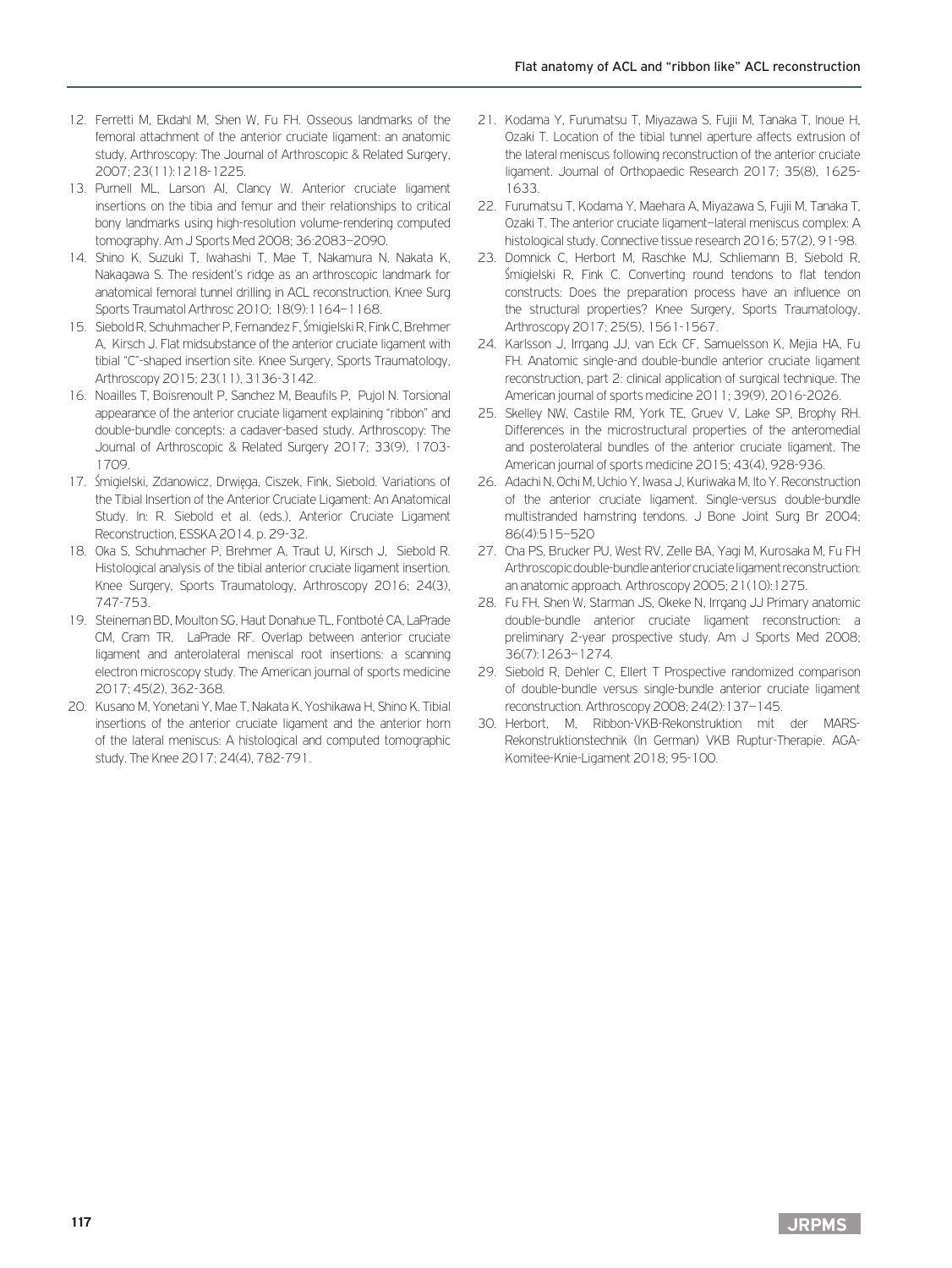12. Ferretti M, Ekdahl M, Shen W, Fu FH. Osseous landmarks of the femoral attachment of the anterior cruciate ligament: an anatomic study. Arthroscopy: The Journal of Arthroscopic & Related Surgery, 2007; 23(11):1218-1225.
13. Purnell ML, Larson AI, Clancy W. Anterior cruciate ligament insertions on the tibia and femur and their relationships to critical bony landmarks using high-resolution volume-rendering computed tomography. Am J Sports Med 2008; 36:2083–2090.
14. Shino K, Suzuki T, Iwahashi T, Mae T, Nakamura N, Nakata K, Nakagawa S. The resident's ridge as an arthroscopic landmark for anatomical femoral tunnel drilling in ACL reconstruction. Knee Surg Sports Traumatol Arthrosc 2010; 18(9):1164–1168.
15. Siebold R, Schuhmacher P, Fernandez F, Śmigielski R, Fink C, Brehmer A, Kirsch J. Flat midsubstance of the anterior cruciate ligament with tibial "C"-shaped insertion site. Knee Surgery, Sports Traumatology, Arthroscopy 2015; 23(11), 3136-3142.
16. Noailles T, Boisrenoult P, Sanchez M, Beaufils P, Pujol N. Torsional appearance of the anterior cruciate ligament explaining "ribbon" and double-bundle concepts: a cadaver-based study. Arthroscopy: The Journal of Arthroscopic & Related Surgery 2017; 33(9), 1703-1709.
17. Śmigielski, Zdanowicz, Drwięga, Ciszek, Fink, Siebold. Variations of the Tibial Insertion of the Anterior Cruciate Ligament: An Anatomical Study. In: R. Siebold et al. (eds.), Anterior Cruciate Ligament Reconstruction, ESSKA 2014. p. 29-32.
18. Oka S, Schuhmacher P, Brehmer A, Traut U, Kirsch J, Siebold R. Histological analysis of the tibial anterior cruciate ligament insertion. Knee Surgery, Sports Traumatology, Arthroscopy 2016; 24(3), 747-753.
19. Steineman BD, Moulton SG, Haut Donahue TL, Fontboté CA, LaPrade CM, Cram TR, LaPrade RF. Overlap between anterior cruciate ligament and anterolateral meniscal root insertions: a scanning electron microscopy study. The American journal of sports medicine 2017; 45(2), 362-368.
20. Kusano M, Yonetani Y, Mae T, Nakata K, Yoshikawa H, Shino K. Tibial insertions of the anterior cruciate ligament and the anterior horn of the lateral meniscus: A histological and computed tomographic study. The Knee 2017; 24(4), 782-791.
21. Kodama Y, Furumatsu T, Miyazawa S, Fujii M, Tanaka T, Inoue H, Ozaki T. Location of the tibial tunnel aperture affects extrusion of the lateral meniscus following reconstruction of the anterior cruciate ligament. Journal of Orthopaedic Research 2017; 35(8), 1625-1633.
22. Furumatsu T, Kodama Y, Maehara A, Miyazawa S, Fujii M, Tanaka T, Ozaki T. The anterior cruciate ligament–lateral meniscus complex: A histological study. Connective tissue research 2016; 57(2), 91-98.
23. Domnick C, Herbort M, Raschke MJ, Schliemann B, Siebold R, Śmigielski R, Fink C. Converting round tendons to flat tendon constructs: Does the preparation process have an influence on the structural properties? Knee Surgery, Sports Traumatology, Arthroscopy 2017; 25(5), 1561-1567.
24. Karlsson J, Irrgang JJ, van Eck CF, Samuelsson K, Mejia HA, Fu FH. Anatomic single-and double-bundle anterior cruciate ligament reconstruction, part 2: clinical application of surgical technique. The American journal of sports medicine 2011; 39(9), 2016-2026.
25. Skelley NW, Castile RM, York TE, Gruev V, Lake SP, Brophy RH. Differences in the microstructural properties of the anteromedial and posterolateral bundles of the anterior cruciate ligament. The American journal of sports medicine 2015; 43(4), 928-936.
26. Adachi N, Ochi M, Uchio Y, Iwasa J, Kuriwaka M, Ito Y. Reconstruction of the anterior cruciate ligament. Single-versus double-bundle multistranded hamstring tendons. J Bone Joint Surg Br 2004; 86(4):515–520
27. Cha PS, Brucker PU, West RV, Zelle BA, Yagi M, Kurosaka M, Fu FH Arthroscopic double-bundle anterior cruciate ligament reconstruction: an anatomic approach. Arthroscopy 2005; 21(10):1275.
28. Fu FH, Shen W, Starman JS, Okeke N, Irrgang JJ Primary anatomic double-bundle anterior cruciate ligament reconstruction: a preliminary 2-year prospective study. Am J Sports Med 2008; 36(7):1263–1274.
29. Siebold R, Dehler C, Ellert T Prospective randomized comparison of double-bundle versus single-bundle anterior cruciate ligament reconstruction. Arthroscopy 2008; 24(2):137–145.
30. Herbort, M, Ribbon-VKB-Rekonstruktion mit der MARS-Rekonstruktionstechnik (In German) VKB Ruptur-Therapie. AGA-Komitee-Knie-Ligament 2018; 95-100.